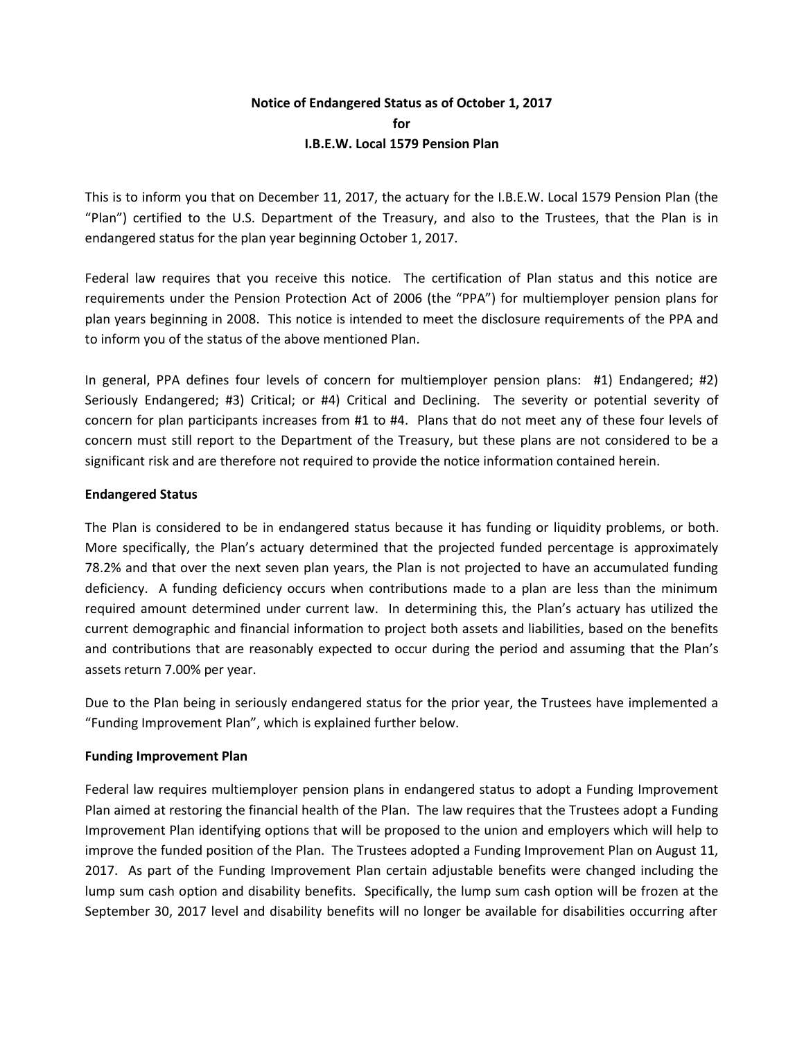**Notice of Endangered Status as of October 1, 2017**
**for**
**I.B.E.W. Local 1579 Pension Plan**

This is to inform you that on December 11, 2017, the actuary for the I.B.E.W. Local 1579 Pension Plan (the "Plan") certified to the U.S. Department of the Treasury, and also to the Trustees, that the Plan is in endangered status for the plan year beginning October 1, 2017.

Federal law requires that you receive this notice. The certification of Plan status and this notice are requirements under the Pension Protection Act of 2006 (the "PPA") for multiemployer pension plans for plan years beginning in 2008. This notice is intended to meet the disclosure requirements of the PPA and to inform you of the status of the above mentioned Plan.

In general, PPA defines four levels of concern for multiemployer pension plans: #1) Endangered; #2) Seriously Endangered; #3) Critical; or #4) Critical and Declining. The severity or potential severity of concern for plan participants increases from #1 to #4. Plans that do not meet any of these four levels of concern must still report to the Department of the Treasury, but these plans are not considered to be a significant risk and are therefore not required to provide the notice information contained herein.

**Endangered Status**

The Plan is considered to be in endangered status because it has funding or liquidity problems, or both. More specifically, the Plan's actuary determined that the projected funded percentage is approximately 78.2% and that over the next seven plan years, the Plan is not projected to have an accumulated funding deficiency. A funding deficiency occurs when contributions made to a plan are less than the minimum required amount determined under current law. In determining this, the Plan's actuary has utilized the current demographic and financial information to project both assets and liabilities, based on the benefits and contributions that are reasonably expected to occur during the period and assuming that the Plan's assets return 7.00% per year.

Due to the Plan being in seriously endangered status for the prior year, the Trustees have implemented a "Funding Improvement Plan", which is explained further below.

**Funding Improvement Plan**

Federal law requires multiemployer pension plans in endangered status to adopt a Funding Improvement Plan aimed at restoring the financial health of the Plan. The law requires that the Trustees adopt a Funding Improvement Plan identifying options that will be proposed to the union and employers which will help to improve the funded position of the Plan. The Trustees adopted a Funding Improvement Plan on August 11, 2017. As part of the Funding Improvement Plan certain adjustable benefits were changed including the lump sum cash option and disability benefits. Specifically, the lump sum cash option will be frozen at the September 30, 2017 level and disability benefits will no longer be available for disabilities occurring after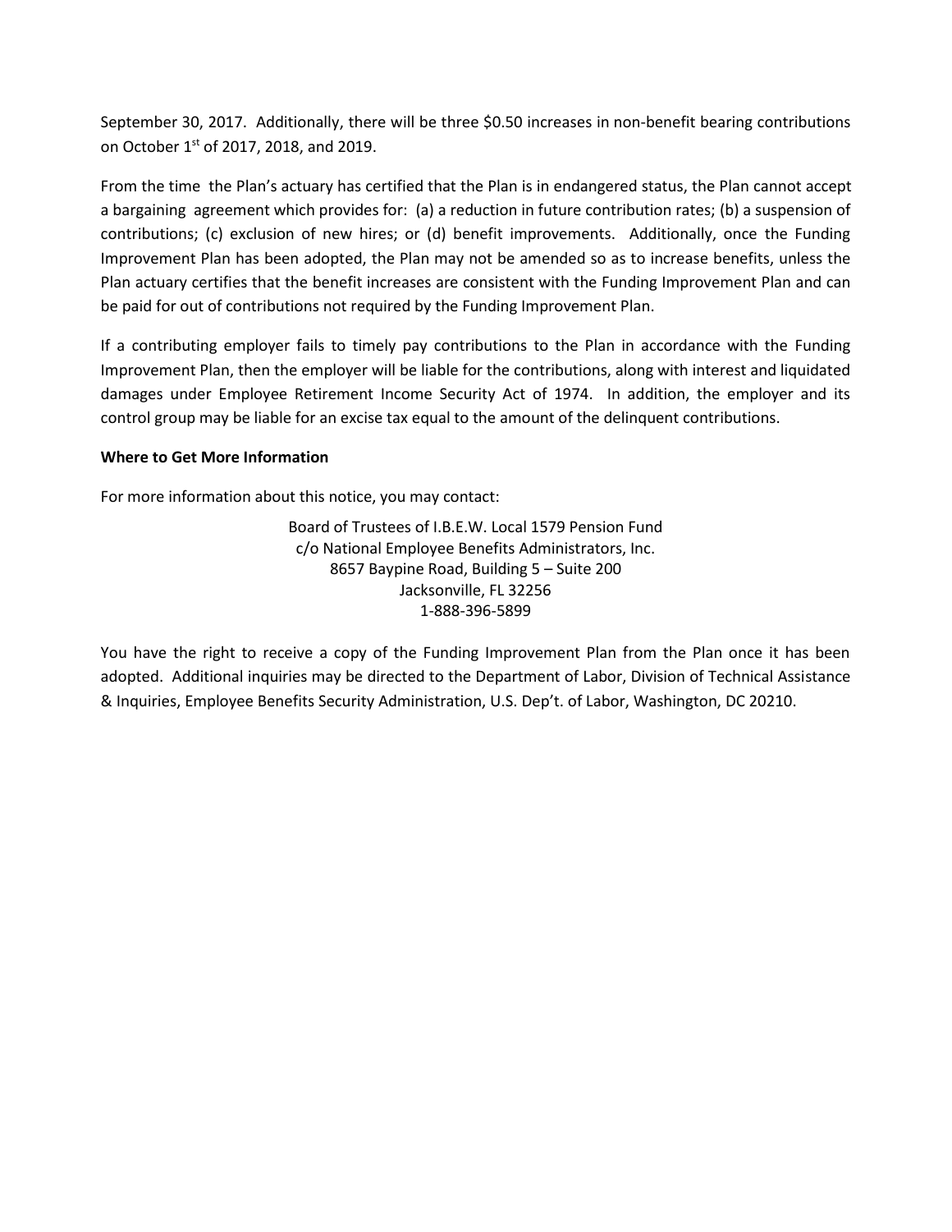September 30, 2017. Additionally, there will be three $0.50 increases in non-benefit bearing contributions on October 1st of 2017, 2018, and 2019.

From the time the Plan's actuary has certified that the Plan is in endangered status, the Plan cannot accept a bargaining agreement which provides for: (a) a reduction in future contribution rates; (b) a suspension of contributions; (c) exclusion of new hires; or (d) benefit improvements. Additionally, once the Funding Improvement Plan has been adopted, the Plan may not be amended so as to increase benefits, unless the Plan actuary certifies that the benefit increases are consistent with the Funding Improvement Plan and can be paid for out of contributions not required by the Funding Improvement Plan.

If a contributing employer fails to timely pay contributions to the Plan in accordance with the Funding Improvement Plan, then the employer will be liable for the contributions, along with interest and liquidated damages under Employee Retirement Income Security Act of 1974. In addition, the employer and its control group may be liable for an excise tax equal to the amount of the delinquent contributions.

**Where to Get More Information**

For more information about this notice, you may contact:

Board of Trustees of I.B.E.W. Local 1579 Pension Fund
c/o National Employee Benefits Administrators, Inc.
8657 Baypine Road, Building 5 – Suite 200
Jacksonville, FL 32256
1-888-396-5899

You have the right to receive a copy of the Funding Improvement Plan from the Plan once it has been adopted. Additional inquiries may be directed to the Department of Labor, Division of Technical Assistance & Inquiries, Employee Benefits Security Administration, U.S. Dep't. of Labor, Washington, DC 20210.